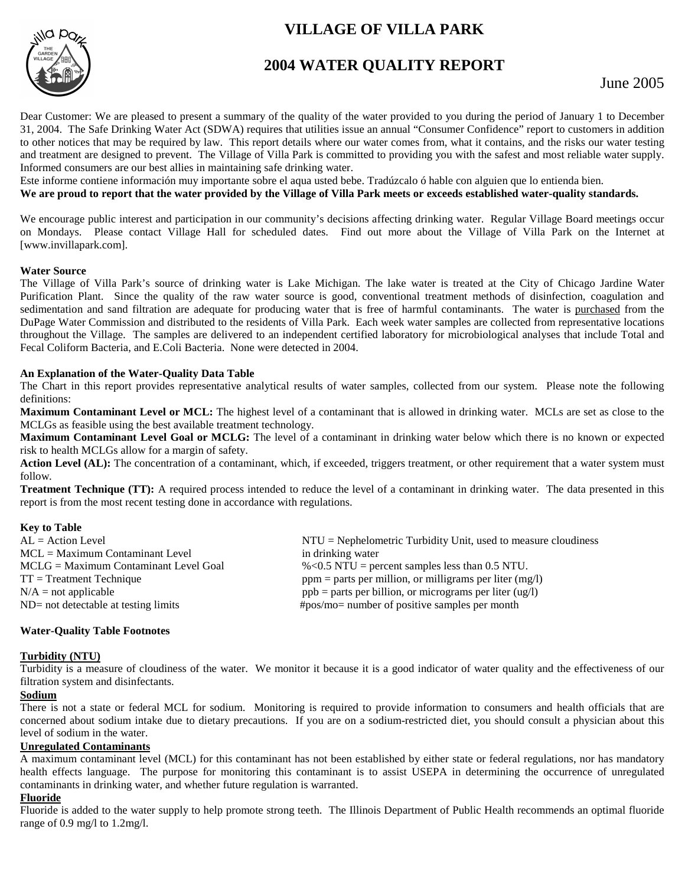# VILLAGE OF VILLA PARK

## 2004 WATER QUALITY REPORT

June 2005

Dear Customer: We are pleased to present a summary of the quality of the water provided to you during the period of January 1 to December 31, 2004. The Safe Drinking Water Act (SDWA) requires that utilities issue an annual "Consumer Confidence" report to customers in addition to other notices that may be required by law. This report details where our water comes from, what it contains, and the risks our water testing and treatment are designed to prevent. The Village of Villa Park is committed to providing you with the safest and most reliable water supply. Informed consumers are our best allies in maintaining safe drinking water.

Este informe contiene información muy importante sobre el aqua usted bebe. Tradúzcalo ó hable con alguien que lo entienda bien.

**We are proud to report that the water provided by the Village of Villa Park meets or exceeds established water-quality standards.**

We encourage public interest and participation in our community's decisions affecting drinking water. Regular Village Board meetings occur on Mondays. Please contact Village Hall for scheduled dates. Find out more about the Village of Villa Park on the Internet at [www.invillapark.com].

**Water Source**

The Village of Villa Park's source of drinking water is Lake Michigan. The lake water is treated at the City of Chicago Jardine Water Purification Plant. Since the quality of the raw water source is good, conventional treatment methods of disinfection, coagulation and sedimentation and sand filtration are adequate for producing water that is free of harmful contaminants. The water is purchased from the DuPage Water Commission and distributed to the residents of Villa Park. Each week water samples are collected from representative locations throughout the Village. The samples are delivered to an independent certified laboratory for microbiological analyses that include Total and Fecal Coliform Bacteria, and E.Coli Bacteria. None were detected in 2004.

**An Explanation of the Water-Quality Data Table**

The Chart in this report provides representative analytical results of water samples, collected from our system. Please note the following definitions:

**Maximum Contaminant Level or MCL:** The highest level of a contaminant that is allowed in drinking water. MCLs are set as close to the MCLGs as feasible using the best available treatment technology.

**Maximum Contaminant Level Goal or MCLG:** The level of a contaminant in drinking water below which there is no known or expected risk to health MCLGs allow for a margin of safety.

**Action Level (AL):** The concentration of a contaminant, which, if exceeded, triggers treatment, or other requirement that a water system must follow.

**Treatment Technique (TT):** A required process intended to reduce the level of a contaminant in drinking water. The data presented in this report is from the most recent testing done in accordance with regulations.

**Key to Table**

AL = Action Level
MCL = Maximum Contaminant Level
MCLG = Maximum Contaminant Level Goal
TT = Treatment Technique
N/A = not applicable
ND= not detectable at testing limits
NTU = Nephelometric Turbidity Unit, used to measure cloudiness in drinking water
%<0.5 NTU = percent samples less than 0.5 NTU.
ppm = parts per million, or milligrams per liter (mg/l)
ppb = parts per billion, or micrograms per liter (ug/l)
#pos/mo= number of positive samples per month

**Water-Quality Table Footnotes**

**Turbidity (NTU)**

Turbidity is a measure of cloudiness of the water. We monitor it because it is a good indicator of water quality and the effectiveness of our filtration system and disinfectants.

**Sodium**

There is not a state or federal MCL for sodium. Monitoring is required to provide information to consumers and health officials that are concerned about sodium intake due to dietary precautions. If you are on a sodium-restricted diet, you should consult a physician about this level of sodium in the water.

**Unregulated Contaminants**

A maximum contaminant level (MCL) for this contaminant has not been established by either state or federal regulations, nor has mandatory health effects language. The purpose for monitoring this contaminant is to assist USEPA in determining the occurrence of unregulated contaminants in drinking water, and whether future regulation is warranted.

**Fluoride**

Fluoride is added to the water supply to help promote strong teeth. The Illinois Department of Public Health recommends an optimal fluoride range of 0.9 mg/l to 1.2mg/l.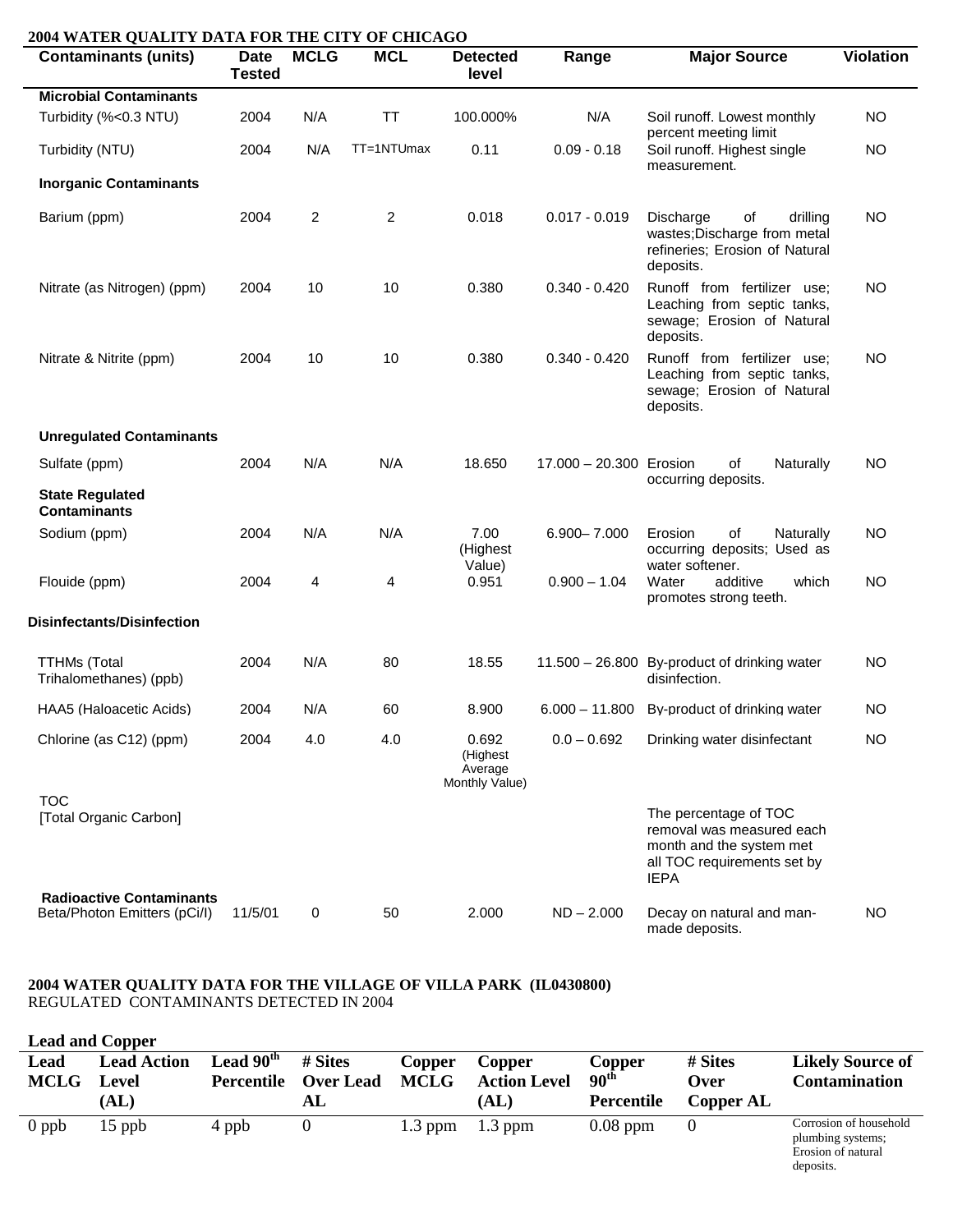## 2004 WATER QUALITY DATA FOR THE CITY OF CHICAGO

| Contaminants (units) | Date Tested | MCLG | MCL | Detected level | Range | Major Source | Violation |
|---|---|---|---|---|---|---|---|
| **Microbial Contaminants** | | | | | | | |
| Turbidity (%<0.3 NTU) | 2004 | N/A | TT | 100.000% | N/A | Soil runoff. Lowest monthly percent meeting limit | NO |
| Turbidity (NTU) | 2004 | N/A | TT=1NTUmax | 0.11 | 0.09 - 0.18 | Soil runoff. Highest single measurement. | NO |
| **Inorganic Contaminants** | | | | | | | |
| Barium (ppm) | 2004 | 2 | 2 | 0.018 | 0.017 - 0.019 | Discharge of drilling wastes;Discharge from metal refineries; Erosion of Natural deposits. | NO |
| Nitrate (as Nitrogen) (ppm) | 2004 | 10 | 10 | 0.380 | 0.340 - 0.420 | Runoff from fertilizer use; Leaching from septic tanks, sewage; Erosion of Natural deposits. | NO |
| Nitrate & Nitrite (ppm) | 2004 | 10 | 10 | 0.380 | 0.340 - 0.420 | Runoff from fertilizer use; Leaching from septic tanks, sewage; Erosion of Natural deposits. | NO |
| **Unregulated Contaminants** | | | | | | | |
| Sulfate (ppm) | 2004 | N/A | N/A | 18.650 | 17.000 – 20.300 | Erosion of Naturally occurring deposits. | NO |
| **State Regulated Contaminants** | | | | | | | |
| Sodium (ppm) | 2004 | N/A | N/A | 7.00 (Highest Value) | 6.900– 7.000 | Erosion of Naturally occurring deposits; Used as water softener. | NO |
| Flouide (ppm) | 2004 | 4 | 4 | 0.951 | 0.900 – 1.04 | Water additive which promotes strong teeth. | NO |
| **Disinfectants/Disinfection** | | | | | | | |
| TTHMs (Total Trihalomethanes) (ppb) | 2004 | N/A | 80 | 18.55 | 11.500 – 26.800 | By-product of drinking water disinfection. | NO |
| HAA5 (Haloacetic Acids) | 2004 | N/A | 60 | 8.900 | 6.000 – 11.800 | By-product of drinking water | NO |
| Chlorine (as C12) (ppm) | 2004 | 4.0 | 4.0 | 0.692 (Highest Average Monthly Value) | 0.0 – 0.692 | Drinking water disinfectant | NO |
| TOC [Total Organic Carbon] | | | | | | The percentage of TOC removal was measured each month and the system met all TOC requirements set by IEPA | |
| **Radioactive Contaminants** Beta/Photon Emitters (pCi/l) | 11/5/01 | 0 | 50 | 2.000 | ND – 2.000 | Decay on natural and man-made deposits. | NO |

## 2004 WATER QUALITY DATA FOR THE VILLAGE OF VILLA PARK (IL0430800)

REGULATED CONTAMINANTS DETECTED IN 2004

### Lead and Copper

| Lead MCLG | Lead Action Level (AL) | Lead 90th Percentile | # Sites Over Lead AL | Copper MCLG | Copper Action Level (AL) | Copper 90th Percentile | # Sites Over Copper AL | Likely Source of Contamination |
|---|---|---|---|---|---|---|---|---|
| 0 ppb | 15 ppb | 4 ppb | 0 | 1.3 ppm | 1.3 ppm | 0.08 ppm | 0 | Corrosion of household plumbing systems; Erosion of natural deposits. |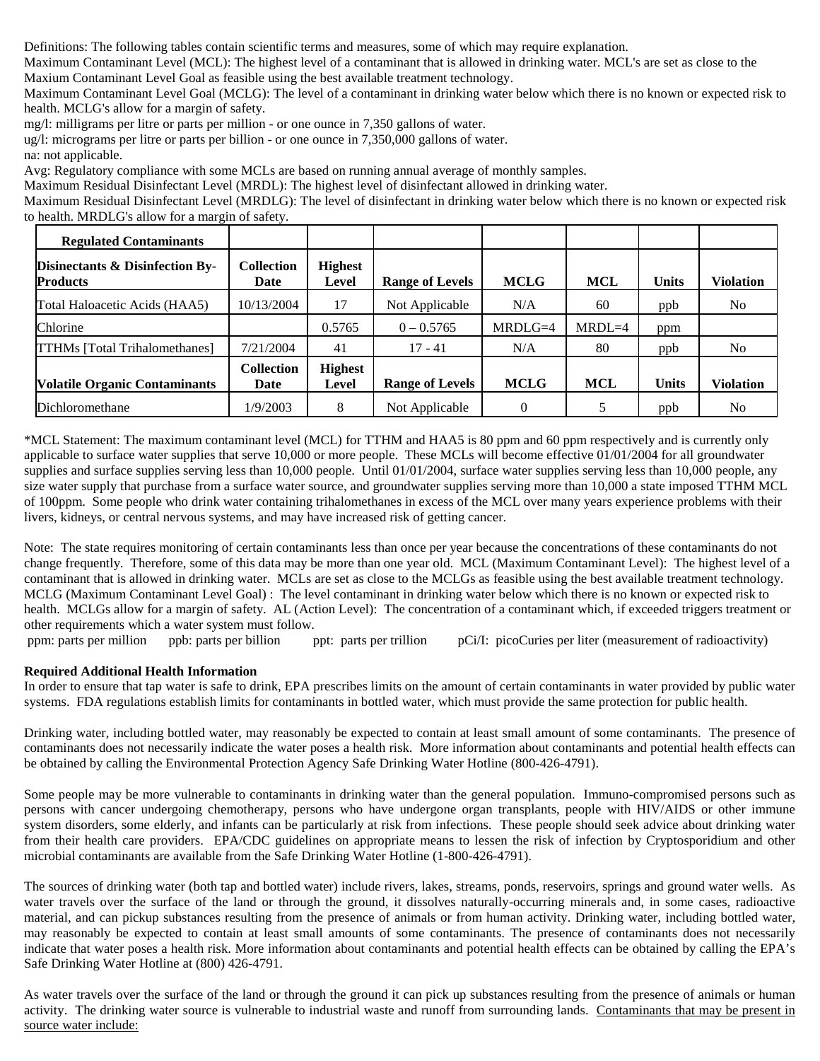Definitions: The following tables contain scientific terms and measures, some of which may require explanation.
Maximum Contaminant Level (MCL): The highest level of a contaminant that is allowed in drinking water. MCL's are set as close to the Maxium Contaminant Level Goal as feasible using the best available treatment technology.
Maximum Contaminant Level Goal (MCLG): The level of a contaminant in drinking water below which there is no known or expected risk to health. MCLG's allow for a margin of safety.
mg/l: milligrams per litre or parts per million - or one ounce in 7,350 gallons of water.
ug/l: micrograms per litre or parts per billion - or one ounce in 7,350,000 gallons of water.
na: not applicable.
Avg: Regulatory compliance with some MCLs are based on running annual average of monthly samples.
Maximum Residual Disinfectant Level (MRDL): The highest level of disinfectant allowed in drinking water.
Maximum Residual Disinfectant Level (MRDLG): The level of disinfectant in drinking water below which there is no known or expected risk to health. MRDLG's allow for a margin of safety.

| Regulated Contaminants | | | | | | | |
|---|---|---|---|---|---|---|---|
| **Disinectants & Disinfection By-Products** | **Collection Date** | **Highest Level** | **Range of Levels** | **MCLG** | **MCL** | **Units** | **Violation** |
| Total Haloacetic Acids (HAA5) | 10/13/2004 | 17 | Not Applicable | N/A | 60 | ppb | No |
| Chlorine | | 0.5765 | 0 – 0.5765 | MRDLG=4 | MRDL=4 | ppm | |
| TTHMs [Total Trihalomethanes] | 7/21/2004 | 41 | 17 - 41 | N/A | 80 | ppb | No |
| **Volatile Organic Contaminants** | **Collection Date** | **Highest Level** | **Range of Levels** | **MCLG** | **MCL** | **Units** | **Violation** |
| Dichloromethane | 1/9/2003 | 8 | Not Applicable | 0 | 5 | ppb | No |

*MCL Statement: The maximum contaminant level (MCL) for TTHM and HAA5 is 80 ppm and 60 ppm respectively and is currently only applicable to surface water supplies that serve 10,000 or more people. These MCLs will become effective 01/01/2004 for all groundwater supplies and surface supplies serving less than 10,000 people. Until 01/01/2004, surface water supplies serving less than 10,000 people, any size water supply that purchase from a surface water source, and groundwater supplies serving more than 10,000 a state imposed TTHM MCL of 100ppm. Some people who drink water containing trihalomethanes in excess of the MCL over many years experience problems with their livers, kidneys, or central nervous systems, and may have increased risk of getting cancer.

Note: The state requires monitoring of certain contaminants less than once per year because the concentrations of these contaminants do not change frequently. Therefore, some of this data may be more than one year old. MCL (Maximum Contaminant Level): The highest level of a contaminant that is allowed in drinking water. MCLs are set as close to the MCLGs as feasible using the best available treatment technology. MCLG (Maximum Contaminant Level Goal) : The level contaminant in drinking water below which there is no known or expected risk to health. MCLGs allow for a margin of safety. AL (Action Level): The concentration of a contaminant which, if exceeded triggers treatment or other requirements which a water system must follow.
ppm: parts per million    ppb: parts per billion    ppt: parts per trillion    pCi/l: picoCuries per liter (measurement of radioactivity)

**Required Additional Health Information**
In order to ensure that tap water is safe to drink, EPA prescribes limits on the amount of certain contaminants in water provided by public water systems. FDA regulations establish limits for contaminants in bottled water, which must provide the same protection for public health.

Drinking water, including bottled water, may reasonably be expected to contain at least small amount of some contaminants. The presence of contaminants does not necessarily indicate the water poses a health risk. More information about contaminants and potential health effects can be obtained by calling the Environmental Protection Agency Safe Drinking Water Hotline (800-426-4791).

Some people may be more vulnerable to contaminants in drinking water than the general population. Immuno-compromised persons such as persons with cancer undergoing chemotherapy, persons who have undergone organ transplants, people with HIV/AIDS or other immune system disorders, some elderly, and infants can be particularly at risk from infections. These people should seek advice about drinking water from their health care providers. EPA/CDC guidelines on appropriate means to lessen the risk of infection by Cryptosporidium and other microbial contaminants are available from the Safe Drinking Water Hotline (1-800-426-4791).

The sources of drinking water (both tap and bottled water) include rivers, lakes, streams, ponds, reservoirs, springs and ground water wells. As water travels over the surface of the land or through the ground, it dissolves naturally-occurring minerals and, in some cases, radioactive material, and can pickup substances resulting from the presence of animals or from human activity. Drinking water, including bottled water, may reasonably be expected to contain at least small amounts of some contaminants. The presence of contaminants does not necessarily indicate that water poses a health risk. More information about contaminants and potential health effects can be obtained by calling the EPA's Safe Drinking Water Hotline at (800) 426-4791.

As water travels over the surface of the land or through the ground it can pick up substances resulting from the presence of animals or human activity. The drinking water source is vulnerable to industrial waste and runoff from surrounding lands. Contaminants that may be present in source water include: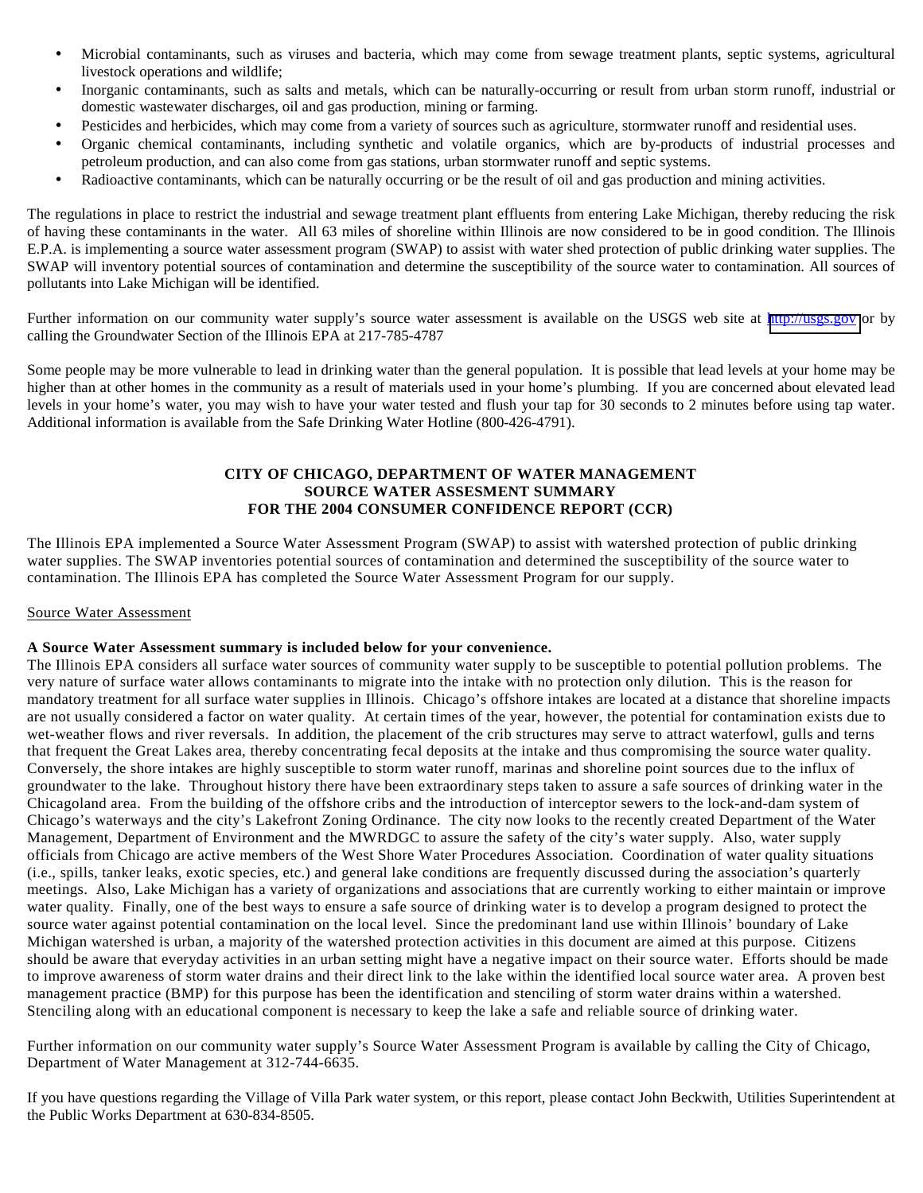- Microbial contaminants, such as viruses and bacteria, which may come from sewage treatment plants, septic systems, agricultural livestock operations and wildlife;
- Inorganic contaminants, such as salts and metals, which can be naturally-occurring or result from urban storm runoff, industrial or domestic wastewater discharges, oil and gas production, mining or farming.
- Pesticides and herbicides, which may come from a variety of sources such as agriculture, stormwater runoff and residential uses.
- Organic chemical contaminants, including synthetic and volatile organics, which are by-products of industrial processes and petroleum production, and can also come from gas stations, urban stormwater runoff and septic systems.
- Radioactive contaminants, which can be naturally occurring or be the result of oil and gas production and mining activities.

The regulations in place to restrict the industrial and sewage treatment plant effluents from entering Lake Michigan, thereby reducing the risk of having these contaminants in the water. All 63 miles of shoreline within Illinois are now considered to be in good condition. The Illinois E.P.A. is implementing a source water assessment program (SWAP) to assist with water shed protection of public drinking water supplies. The SWAP will inventory potential sources of contamination and determine the susceptibility of the source water to contamination. All sources of pollutants into Lake Michigan will be identified.

Further information on our community water supply's source water assessment is available on the USGS web site at http://usgs.gov or by calling the Groundwater Section of the Illinois EPA at 217-785-4787

Some people may be more vulnerable to lead in drinking water than the general population. It is possible that lead levels at your home may be higher than at other homes in the community as a result of materials used in your home's plumbing. If you are concerned about elevated lead levels in your home's water, you may wish to have your water tested and flush your tap for 30 seconds to 2 minutes before using tap water. Additional information is available from the Safe Drinking Water Hotline (800-426-4791).

**CITY OF CHICAGO, DEPARTMENT OF WATER MANAGEMENT**
**SOURCE WATER ASSESMENT SUMMARY**
**FOR THE 2004 CONSUMER CONFIDENCE REPORT (CCR)**

The Illinois EPA implemented a Source Water Assessment Program (SWAP) to assist with watershed protection of public drinking water supplies. The SWAP inventories potential sources of contamination and determined the susceptibility of the source water to contamination. The Illinois EPA has completed the Source Water Assessment Program for our supply.

Source Water Assessment

**A Source Water Assessment summary is included below for your convenience.**
The Illinois EPA considers all surface water sources of community water supply to be susceptible to potential pollution problems. The very nature of surface water allows contaminants to migrate into the intake with no protection only dilution. This is the reason for mandatory treatment for all surface water supplies in Illinois. Chicago's offshore intakes are located at a distance that shoreline impacts are not usually considered a factor on water quality. At certain times of the year, however, the potential for contamination exists due to wet-weather flows and river reversals. In addition, the placement of the crib structures may serve to attract waterfowl, gulls and terns that frequent the Great Lakes area, thereby concentrating fecal deposits at the intake and thus compromising the source water quality. Conversely, the shore intakes are highly susceptible to storm water runoff, marinas and shoreline point sources due to the influx of groundwater to the lake. Throughout history there have been extraordinary steps taken to assure a safe sources of drinking water in the Chicagoland area. From the building of the offshore cribs and the introduction of interceptor sewers to the lock-and-dam system of Chicago's waterways and the city's Lakefront Zoning Ordinance. The city now looks to the recently created Department of the Water Management, Department of Environment and the MWRDGC to assure the safety of the city's water supply. Also, water supply officials from Chicago are active members of the West Shore Water Procedures Association. Coordination of water quality situations (i.e., spills, tanker leaks, exotic species, etc.) and general lake conditions are frequently discussed during the association's quarterly meetings. Also, Lake Michigan has a variety of organizations and associations that are currently working to either maintain or improve water quality. Finally, one of the best ways to ensure a safe source of drinking water is to develop a program designed to protect the source water against potential contamination on the local level. Since the predominant land use within Illinois' boundary of Lake Michigan watershed is urban, a majority of the watershed protection activities in this document are aimed at this purpose. Citizens should be aware that everyday activities in an urban setting might have a negative impact on their source water. Efforts should be made to improve awareness of storm water drains and their direct link to the lake within the identified local source water area. A proven best management practice (BMP) for this purpose has been the identification and stenciling of storm water drains within a watershed. Stenciling along with an educational component is necessary to keep the lake a safe and reliable source of drinking water.

Further information on our community water supply's Source Water Assessment Program is available by calling the City of Chicago, Department of Water Management at 312-744-6635.

If you have questions regarding the Village of Villa Park water system, or this report, please contact John Beckwith, Utilities Superintendent at the Public Works Department at 630-834-8505.